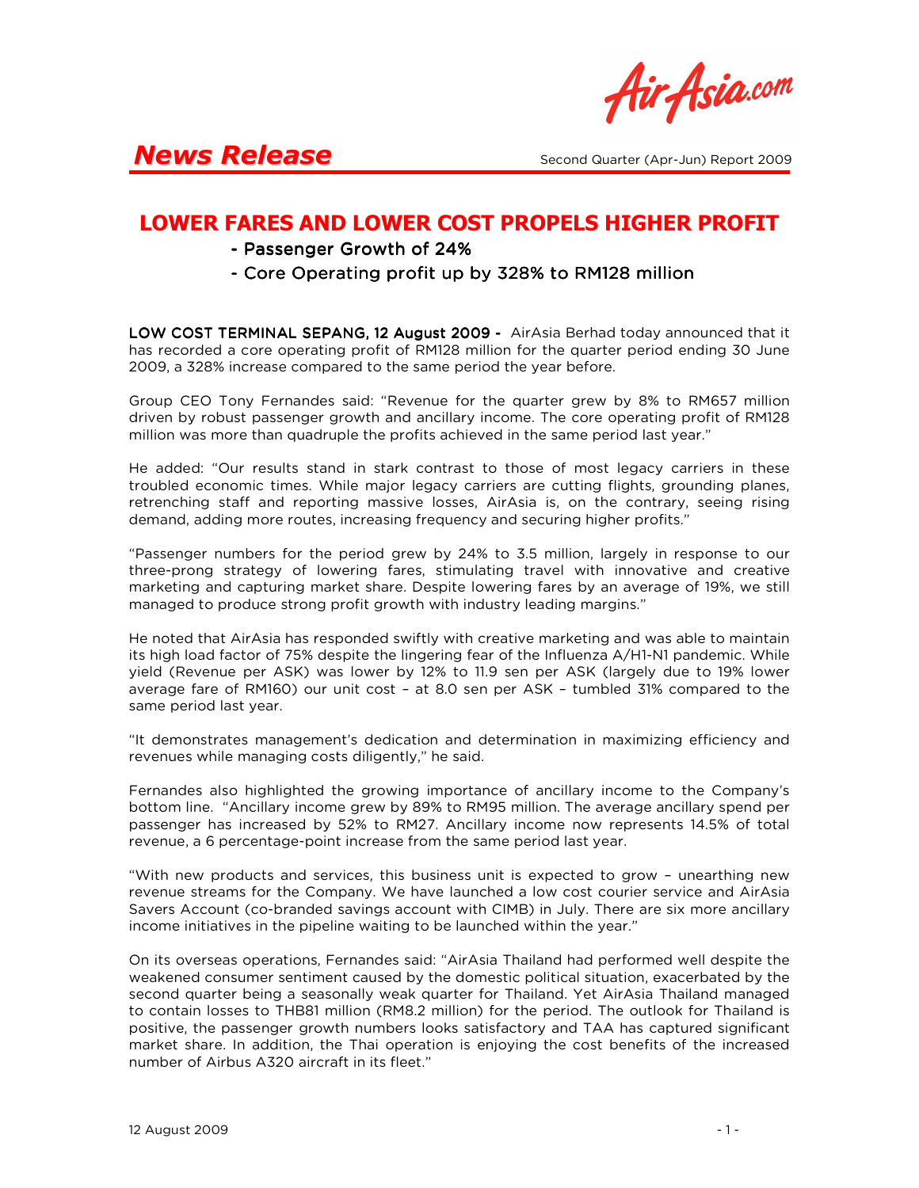**News Release**

Second Quarter (Apr-Jun) Report 2009

# LOWER FARES AND LOWER COST PROPELS HIGHER PROFIT

- Passenger Growth of 24%
- Core Operating profit up by 328% to RM128 million

**LOW COST TERMINAL SEPANG, 12 August 2009 -** AirAsia Berhad today announced that it has recorded a core operating profit of RM128 million for the quarter period ending 30 June 2009, a 328% increase compared to the same period the year before.

Group CEO Tony Fernandes said: "Revenue for the quarter grew by 8% to RM657 million driven by robust passenger growth and ancillary income. The core operating profit of RM128 million was more than quadruple the profits achieved in the same period last year."

He added: "Our results stand in stark contrast to those of most legacy carriers in these troubled economic times. While major legacy carriers are cutting flights, grounding planes, retrenching staff and reporting massive losses, AirAsia is, on the contrary, seeing rising demand, adding more routes, increasing frequency and securing higher profits."

"Passenger numbers for the period grew by 24% to 3.5 million, largely in response to our three-prong strategy of lowering fares, stimulating travel with innovative and creative marketing and capturing market share. Despite lowering fares by an average of 19%, we still managed to produce strong profit growth with industry leading margins."

He noted that AirAsia has responded swiftly with creative marketing and was able to maintain its high load factor of 75% despite the lingering fear of the Influenza A/H1-N1 pandemic. While yield (Revenue per ASK) was lower by 12% to 11.9 sen per ASK (largely due to 19% lower average fare of RM160) our unit cost – at 8.0 sen per ASK – tumbled 31% compared to the same period last year.

"It demonstrates management's dedication and determination in maximizing efficiency and revenues while managing costs diligently," he said.

Fernandes also highlighted the growing importance of ancillary income to the Company's bottom line. "Ancillary income grew by 89% to RM95 million. The average ancillary spend per passenger has increased by 52% to RM27. Ancillary income now represents 14.5% of total revenue, a 6 percentage-point increase from the same period last year.

"With new products and services, this business unit is expected to grow – unearthing new revenue streams for the Company. We have launched a low cost courier service and AirAsia Savers Account (co-branded savings account with CIMB) in July. There are six more ancillary income initiatives in the pipeline waiting to be launched within the year."

On its overseas operations, Fernandes said: "AirAsia Thailand had performed well despite the weakened consumer sentiment caused by the domestic political situation, exacerbated by the second quarter being a seasonally weak quarter for Thailand. Yet AirAsia Thailand managed to contain losses to THB81 million (RM8.2 million) for the period. The outlook for Thailand is positive, the passenger growth numbers looks satisfactory and TAA has captured significant market share. In addition, the Thai operation is enjoying the cost benefits of the increased number of Airbus A320 aircraft in its fleet."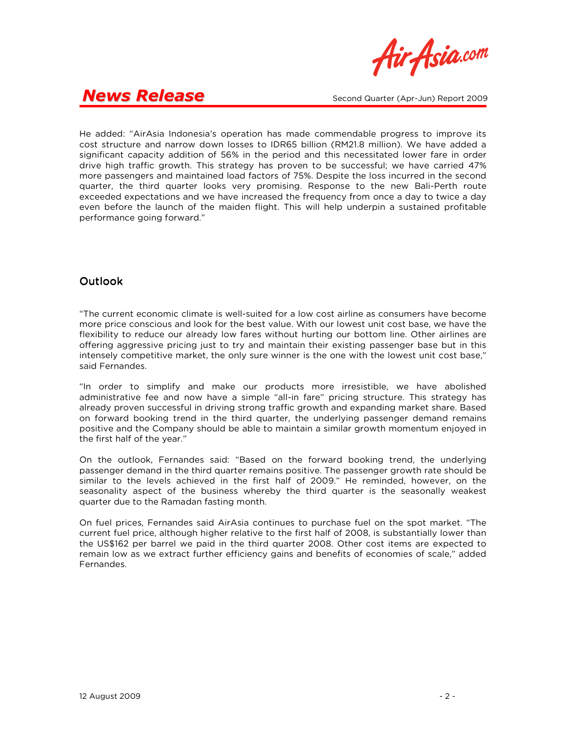He added: "AirAsia Indonesia's operation has made commendable progress to improve its cost structure and narrow down losses to IDR65 billion (RM21.8 million). We have added a significant capacity addition of 56% in the period and this necessitated lower fare in order drive high traffic growth. This strategy has proven to be successful; we have carried 47% more passengers and maintained load factors of 75%. Despite the loss incurred in the second quarter, the third quarter looks very promising. Response to the new Bali-Perth route exceeded expectations and we have increased the frequency from once a day to twice a day even before the launch of the maiden flight. This will help underpin a sustained profitable performance going forward."

## Outlook

"The current economic climate is well-suited for a low cost airline as consumers have become more price conscious and look for the best value. With our lowest unit cost base, we have the flexibility to reduce our already low fares without hurting our bottom line. Other airlines are offering aggressive pricing just to try and maintain their existing passenger base but in this intensely competitive market, the only sure winner is the one with the lowest unit cost base," said Fernandes.

"In order to simplify and make our products more irresistible, we have abolished administrative fee and now have a simple "all-in fare" pricing structure. This strategy has already proven successful in driving strong traffic growth and expanding market share. Based on forward booking trend in the third quarter, the underlying passenger demand remains positive and the Company should be able to maintain a similar growth momentum enjoyed in the first half of the year."

On the outlook, Fernandes said: "Based on the forward booking trend, the underlying passenger demand in the third quarter remains positive. The passenger growth rate should be similar to the levels achieved in the first half of 2009." He reminded, however, on the seasonality aspect of the business whereby the third quarter is the seasonally weakest quarter due to the Ramadan fasting month.

On fuel prices, Fernandes said AirAsia continues to purchase fuel on the spot market. "The current fuel price, although higher relative to the first half of 2008, is substantially lower than the US$162 per barrel we paid in the third quarter 2008. Other cost items are expected to remain low as we extract further efficiency gains and benefits of economies of scale," added Fernandes.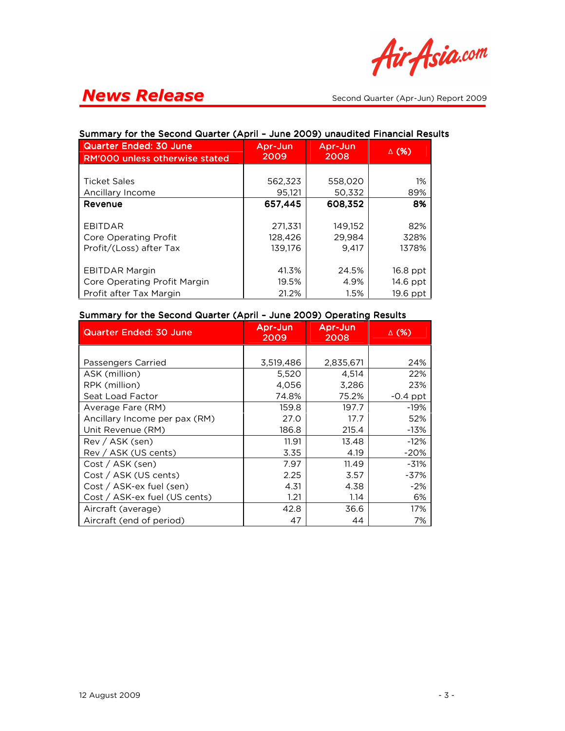## Summary for the Second Quarter (April – June 2009) unaudited Financial Results

| Quarter Ended: 30 June RM'000 unless otherwise stated | Apr-Jun 2009 | Apr-Jun 2008 | Δ (%) |
|---|---|---|---|
| Ticket Sales | 562,323 | 558,020 | 1% |
| Ancillary Income | 95,121 | 50,332 | 89% |
| **Revenue** | **657,445** | **608,352** | **8%** |
| EBITDAR | 271,331 | 149,152 | 82% |
| Core Operating Profit | 128,426 | 29,984 | 328% |
| Profit/(Loss) after Tax | 139,176 | 9,417 | 1378% |
| EBITDAR Margin | 41.3% | 24.5% | 16.8 ppt |
| Core Operating Profit Margin | 19.5% | 4.9% | 14.6 ppt |
| Profit after Tax Margin | 21.2% | 1.5% | 19.6 ppt |

## Summary for the Second Quarter (April – June 2009) Operating Results

| Quarter Ended: 30 June | Apr-Jun 2009 | Apr-Jun 2008 | Δ (%) |
|---|---|---|---|
| Passengers Carried | 3,519,486 | 2,835,671 | 24% |
| ASK (million) | 5,520 | 4,514 | 22% |
| RPK (million) | 4,056 | 3,286 | 23% |
| Seat Load Factor | 74.8% | 75.2% | -0.4 ppt |
| Average Fare (RM) | 159.8 | 197.7 | -19% |
| Ancillary Income per pax (RM) | 27.0 | 17.7 | 52% |
| Unit Revenue (RM) | 186.8 | 215.4 | -13% |
| Rev / ASK (sen) | 11.91 | 13.48 | -12% |
| Rev / ASK (US cents) | 3.35 | 4.19 | -20% |
| Cost / ASK (sen) | 7.97 | 11.49 | -31% |
| Cost / ASK (US cents) | 2.25 | 3.57 | -37% |
| Cost / ASK-ex fuel (sen) | 4.31 | 4.38 | -2% |
| Cost / ASK-ex fuel (US cents) | 1.21 | 1.14 | 6% |
| Aircraft (average) | 42.8 | 36.6 | 17% |
| Aircraft (end of period) | 47 | 44 | 7% |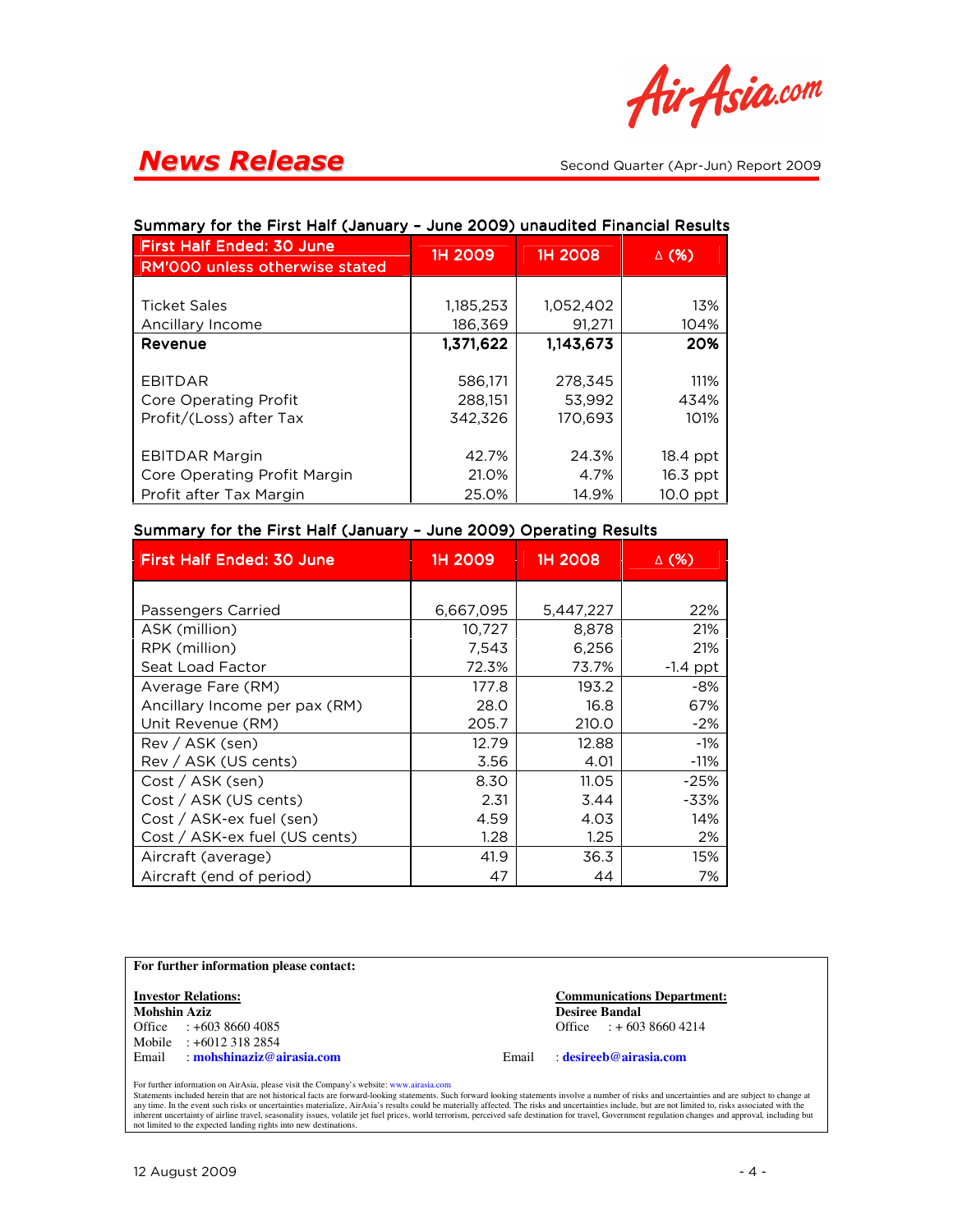## News Release

Second Quarter (Apr-Jun) Report 2009

### Summary for the First Half (January – June 2009) unaudited Financial Results

| First Half Ended: 30 June RM'000 unless otherwise stated | 1H 2009 | 1H 2008 | Δ (%) |
|---|---|---|---|
| Ticket Sales | 1,185,253 | 1,052,402 | 13% |
| Ancillary Income | 186,369 | 91,271 | 104% |
| **Revenue** | **1,371,622** | **1,143,673** | **20%** |
| EBITDAR | 586,171 | 278,345 | 111% |
| Core Operating Profit | 288,151 | 53,992 | 434% |
| Profit/(Loss) after Tax | 342,326 | 170,693 | 101% |
| EBITDAR Margin | 42.7% | 24.3% | 18.4 ppt |
| Core Operating Profit Margin | 21.0% | 4.7% | 16.3 ppt |
| Profit after Tax Margin | 25.0% | 14.9% | 10.0 ppt |

### Summary for the First Half (January – June 2009) Operating Results

| First Half Ended: 30 June | 1H 2009 | 1H 2008 | Δ (%) |
|---|---|---|---|
| Passengers Carried | 6,667,095 | 5,447,227 | 22% |
| ASK (million) | 10,727 | 8,878 | 21% |
| RPK (million) | 7,543 | 6,256 | 21% |
| Seat Load Factor | 72.3% | 73.7% | -1.4 ppt |
| Average Fare (RM) | 177.8 | 193.2 | -8% |
| Ancillary Income per pax (RM) | 28.0 | 16.8 | 67% |
| Unit Revenue (RM) | 205.7 | 210.0 | -2% |
| Rev / ASK (sen) | 12.79 | 12.88 | -1% |
| Rev / ASK (US cents) | 3.56 | 4.01 | -11% |
| Cost / ASK (sen) | 8.30 | 11.05 | -25% |
| Cost / ASK (US cents) | 2.31 | 3.44 | -33% |
| Cost / ASK-ex fuel (sen) | 4.59 | 4.03 | 14% |
| Cost / ASK-ex fuel (US cents) | 1.28 | 1.25 | 2% |
| Aircraft (average) | 41.9 | 36.3 | 15% |
| Aircraft (end of period) | 47 | 44 | 7% |

**For further information please contact:**

**Investor Relations:**
**Mohshin Aziz**
Office : +603 8660 4085
Mobile : +6012 318 2854
Email : **mohshinaziz@airasia.com**

**Communications Department:**
**Desiree Bandal**
Office : + 603 8660 4214
Email : **desireeb@airasia.com**

For further information on AirAsia, please visit the Company's website: www.airasia.com
Statements included herein that are not historical facts are forward-looking statements. Such forward looking statements involve a number of risks and uncertainties and are subject to change at any time. In the event such risks or uncertainties materialize, AirAsia's results could be materially affected. The risks and uncertainties include, but are not limited to, risks associated with the inherent uncertainty of airline travel, seasonality issues, volatile jet fuel prices, world terrorism, perceived safe destination for travel, Government regulation changes and approval, including but not limited to the expected landing rights into new destinations.

12 August 2009